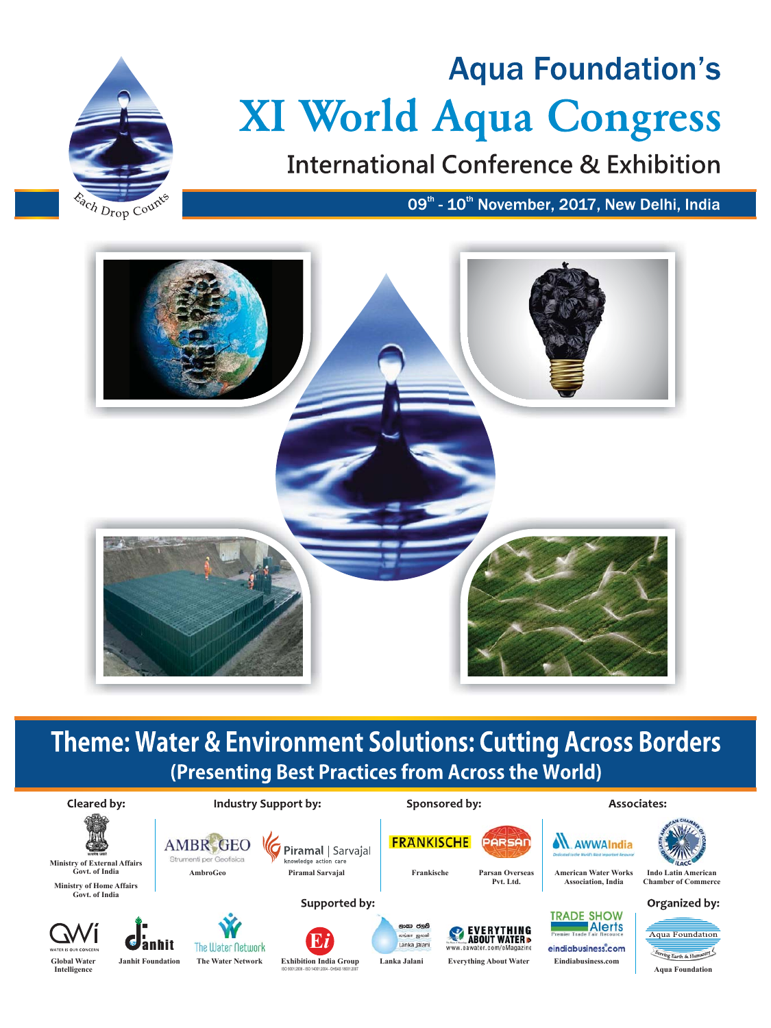# Aqua Foundation's

# XI World Aqua Congress

## International Conference & Exhibition

Each Drop Counts

09th - 10th November, 2017, New Delhi, India

## Theme: Water & Environment Solutions: Cutting Across Borders

### (Presenting Best Practices from Across the World)

**Cleared by:**

Ministry of External Affairs Govt. of India

Ministry of Home Affairs Govt. of India

**Industry Support by:**

AmbroGeo

Piramal Sarvajal

**Sponsored by:**

Frankische

Parsan Overseas Pvt. Ltd.

**Associates:**

American Water Works Association, India

Indo Latin American Chamber of Commerce

**Supported by:**

Global Water Intelligence

Janhit Foundation

The Water Network

Exhibition India Group

Lanka Jalani

Everything About Water

Eindiabusiness.com

**Organized by:**

Aqua Foundation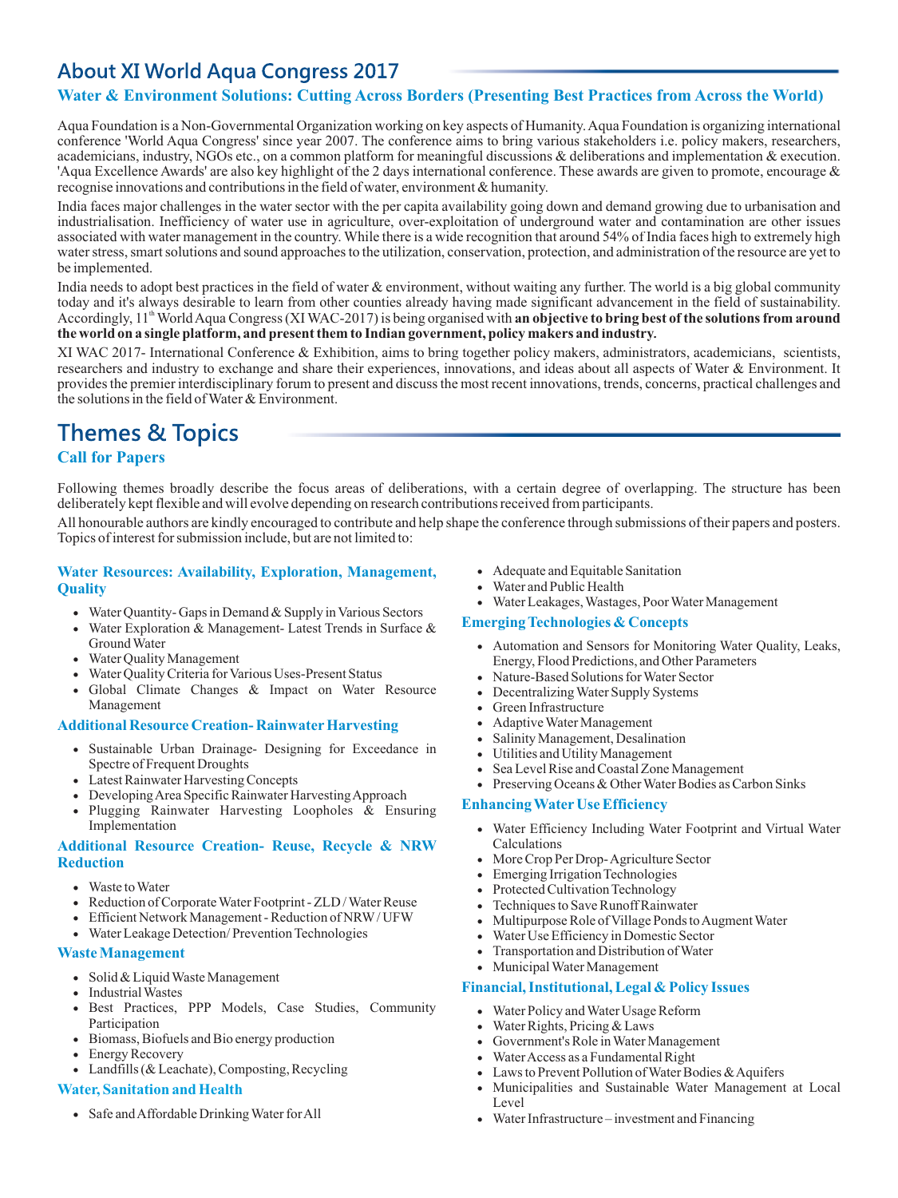## About XI World Aqua Congress 2017

### Water & Environment Solutions: Cutting Across Borders (Presenting Best Practices from Across the World)

Aqua Foundation is a Non-Governmental Organization working on key aspects of Humanity. Aqua Foundation is organizing international conference 'World Aqua Congress' since year 2007. The conference aims to bring various stakeholders i.e. policy makers, researchers, academicians, industry, NGOs etc., on a common platform for meaningful discussions & deliberations and implementation & execution. 'Aqua Excellence Awards' are also key highlight of the 2 days international conference. These awards are given to promote, encourage & recognise innovations and contributions in the field of water, environment & humanity.

India faces major challenges in the water sector with the per capita availability going down and demand growing due to urbanisation and industrialisation. Inefficiency of water use in agriculture, over-exploitation of underground water and contamination are other issues associated with water management in the country. While there is a wide recognition that around 54% of India faces high to extremely high water stress, smart solutions and sound approaches to the utilization, conservation, protection, and administration of the resource are yet to be implemented.

India needs to adopt best practices in the field of water & environment, without waiting any further. The world is a big global community today and it's always desirable to learn from other counties already having made significant advancement in the field of sustainability. Accordingly, 11th World Aqua Congress (XI WAC-2017) is being organised with **an objective to bring best of the solutions from around the world on a single platform, and present them to Indian government, policy makers and industry.**

XI WAC 2017- International Conference & Exhibition, aims to bring together policy makers, administrators, academicians, scientists, researchers and industry to exchange and share their experiences, innovations, and ideas about all aspects of Water & Environment. It provides the premier interdisciplinary forum to present and discuss the most recent innovations, trends, concerns, practical challenges and the solutions in the field of Water & Environment.

## Themes & Topics

### Call for Papers

Following themes broadly describe the focus areas of deliberations, with a certain degree of overlapping. The structure has been deliberately kept flexible and will evolve depending on research contributions received from participants.

All honourable authors are kindly encouraged to contribute and help shape the conference through submissions of their papers and posters. Topics of interest for submission include, but are not limited to:

#### Water Resources: Availability, Exploration, Management, Quality

- Water Quantity- Gaps in Demand & Supply in Various Sectors
- Water Exploration & Management- Latest Trends in Surface & Ground Water
- Water Quality Management
- Water Quality Criteria for Various Uses-Present Status
- Global Climate Changes & Impact on Water Resource Management

#### Additional Resource Creation- Rainwater Harvesting

- Sustainable Urban Drainage- Designing for Exceedance in Spectre of Frequent Droughts
- Latest Rainwater Harvesting Concepts
- Developing Area Specific Rainwater Harvesting Approach
- Plugging Rainwater Harvesting Loopholes & Ensuring Implementation

#### Additional Resource Creation- Reuse, Recycle & NRW Reduction

- Waste to Water
- Reduction of Corporate Water Footprint - ZLD / Water Reuse
- Efficient Network Management - Reduction of NRW / UFW
- Water Leakage Detection/ Prevention Technologies

#### Waste Management

- Solid & Liquid Waste Management
- Industrial Wastes
- Best Practices, PPP Models, Case Studies, Community Participation
- Biomass, Biofuels and Bio energy production
- Energy Recovery
- Landfills (& Leachate), Composting, Recycling

#### Water, Sanitation and Health

- Safe and Affordable Drinking Water for All
- Adequate and Equitable Sanitation
- Water and Public Health
- Water Leakages, Wastages, Poor Water Management

#### Emerging Technologies & Concepts

- Automation and Sensors for Monitoring Water Quality, Leaks, Energy, Flood Predictions, and Other Parameters
- Nature-Based Solutions for Water Sector
- Decentralizing Water Supply Systems
- Green Infrastructure
- Adaptive Water Management
- Salinity Management, Desalination
- Utilities and Utility Management
- Sea Level Rise and Coastal Zone Management
- Preserving Oceans & Other Water Bodies as Carbon Sinks

#### Enhancing Water Use Efficiency

- Water Efficiency Including Water Footprint and Virtual Water Calculations
- More Crop Per Drop- Agriculture Sector
- Emerging Irrigation Technologies
- Protected Cultivation Technology
- Techniques to Save Runoff Rainwater
- Multipurpose Role of Village Ponds to Augment Water
- Water Use Efficiency in Domestic Sector
- Transportation and Distribution of Water
- Municipal Water Management

#### Financial, Institutional, Legal & Policy Issues

- Water Policy and Water Usage Reform
- Water Rights, Pricing & Laws
- Government's Role in Water Management
- Water Access as a Fundamental Right
- Laws to Prevent Pollution of Water Bodies & Aquifers
- Municipalities and Sustainable Water Management at Local Level
- Water Infrastructure – investment and Financing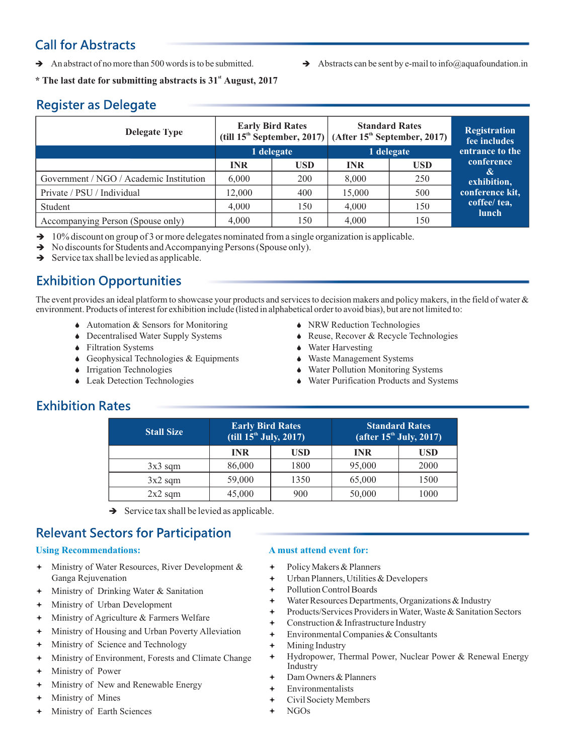## Call for Abstracts

- An abstract of no more than 500 words is to be submitted.
- Abstracts can be sent by e-mail to info@aquafoundation.in

**\* The last date for submitting abstracts is 31st August, 2017**

## Register as Delegate

| Delegate Type | Early Bird Rates (till 15th September, 2017) | | Standard Rates (After 15th September, 2017) | | Registration fee includes entrance to the conference & exhibition, conference kit, coffee/ tea, lunch |
|---|---|---|---|---|---|
| | 1 delegate | | 1 delegate | | |
| | INR | USD | INR | USD | |
| Government / NGO / Academic Institution | 6,000 | 200 | 8,000 | 250 | |
| Private / PSU / Individual | 12,000 | 400 | 15,000 | 500 | |
| Student | 4,000 | 150 | 4,000 | 150 | |
| Accompanying Person (Spouse only) | 4,000 | 150 | 4,000 | 150 | |

- 10% discount on group of 3 or more delegates nominated from a single organization is applicable.
- No discounts for Students and Accompanying Persons (Spouse only).
- Service tax shall be levied as applicable.

## Exhibition Opportunities

The event provides an ideal platform to showcase your products and services to decision makers and policy makers, in the field of water & environment. Products of interest for exhibition include (listed in alphabetical order to avoid bias), but are not limited to:

- Automation & Sensors for Monitoring
- Decentralised Water Supply Systems
- Filtration Systems
- Geophysical Technologies & Equipments
- Irrigation Technologies
- Leak Detection Technologies
- NRW Reduction Technologies
- Reuse, Recover & Recycle Technologies
- Water Harvesting
- Waste Management Systems
- Water Pollution Monitoring Systems
- Water Purification Products and Systems

## Exhibition Rates

| Stall Size | Early Bird Rates (till 15th July, 2017) | | Standard Rates (after 15th July, 2017) | |
|---|---|---|---|---|
| | INR | USD | INR | USD |
| 3x3 sqm | 86,000 | 1800 | 95,000 | 2000 |
| 3x2 sqm | 59,000 | 1350 | 65,000 | 1500 |
| 2x2 sqm | 45,000 | 900 | 50,000 | 1000 |

- Service tax shall be levied as applicable.

## Relevant Sectors for Participation

### Using Recommendations:

- Ministry of Water Resources, River Development & Ganga Rejuvenation
- Ministry of Drinking Water & Sanitation
- Ministry of Urban Development
- Ministry of Agriculture & Farmers Welfare
- Ministry of Housing and Urban Poverty Alleviation
- Ministry of Science and Technology
- Ministry of Environment, Forests and Climate Change
- Ministry of Power
- Ministry of New and Renewable Energy
- Ministry of Mines
- Ministry of Earth Sciences

### A must attend event for:

- Policy Makers & Planners
- Urban Planners, Utilities & Developers
- Pollution Control Boards
- Water Resources Departments, Organizations & Industry
- Products/Services Providers in Water, Waste & Sanitation Sectors
- Construction & Infrastructure Industry
- Environmental Companies & Consultants
- Mining Industry
- Hydropower, Thermal Power, Nuclear Power & Renewal Energy Industry
- Dam Owners & Planners
- Environmentalists
- Civil Society Members
- NGOs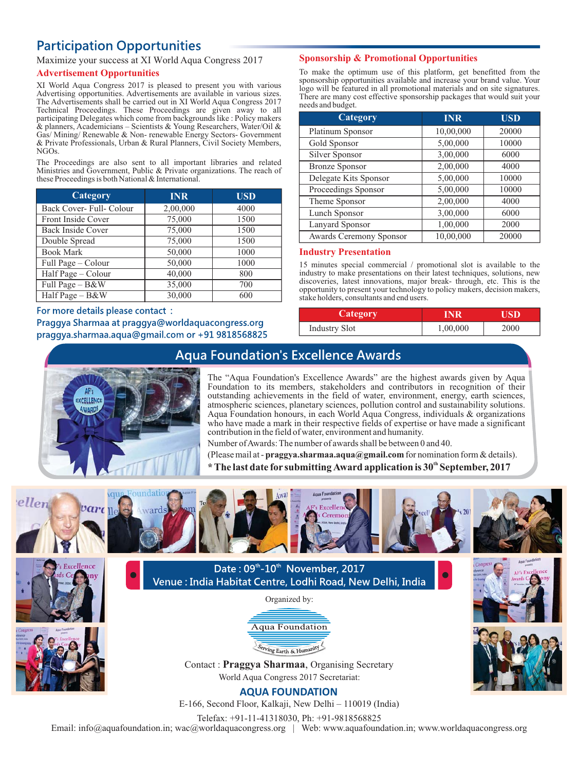## Participation Opportunities

Maximize your success at XI World Aqua Congress 2017

### Advertisement Opportunities

XI World Aqua Congress 2017 is pleased to present you with various Advertising opportunities. Advertisements are available in various sizes. The Advertisements shall be carried out in XI World Aqua Congress 2017 Technical Proceedings. These Proceedings are given away to all participating Delegates which come from backgrounds like : Policy makers & planners, Academicians – Scientists & Young Researchers, Water/Oil & Gas/ Mining/ Renewable & Non- renewable Energy Sectors- Government & Private Professionals, Urban & Rural Planners, Civil Society Members, NGOs.

The Proceedings are also sent to all important libraries and related Ministries and Government, Public & Private organizations. The reach of these Proceedings is both National & International.

| Category | INR | USD |
|---|---|---|
| Back Cover- Full- Colour | 2,00,000 | 4000 |
| Front Inside Cover | 75,000 | 1500 |
| Back Inside Cover | 75,000 | 1500 |
| Double Spread | 75,000 | 1500 |
| Book Mark | 50,000 | 1000 |
| Full Page – Colour | 50,000 | 1000 |
| Half Page – Colour | 40,000 | 800 |
| Full Page – B&W | 35,000 | 700 |
| Half Page – B&W | 30,000 | 600 |

For more details please contact :
Praggya Sharmaa at praggya@worldaquacongress.org
praggya.sharmaa.aqua@gmail.com or +91 9818568825

### Sponsorship & Promotional Opportunities

To make the optimum use of this platform, get benefitted from the sponsorship opportunities available and increase your brand value. Your logo will be featured in all promotional materials and on site signatures. There are many cost effective sponsorship packages that would suit your needs and budget.

| Category | INR | USD |
|---|---|---|
| Platinum Sponsor | 10,00,000 | 20000 |
| Gold Sponsor | 5,00,000 | 10000 |
| Silver Sponsor | 3,00,000 | 6000 |
| Bronze Sponsor | 2,00,000 | 4000 |
| Delegate Kits Sponsor | 5,00,000 | 10000 |
| Proceedings Sponsor | 5,00,000 | 10000 |
| Theme Sponsor | 2,00,000 | 4000 |
| Lunch Sponsor | 3,00,000 | 6000 |
| Lanyard Sponsor | 1,00,000 | 2000 |
| Awards Ceremony Sponsor | 10,00,000 | 20000 |

### Industry Presentation

15 minutes special commercial / promotional slot is available to the industry to make presentations on their latest techniques, solutions, new discoveries, latest innovations, major break- through, etc. This is the opportunity to present your technology to policy makers, decision makers, stake holders, consultants and end users.

| Category | INR | USD |
|---|---|---|
| Industry Slot | 1,00,000 | 2000 |

## Aqua Foundation's Excellence Awards

The "Aqua Foundation's Excellence Awards" are the highest awards given by Aqua Foundation to its members, stakeholders and contributors in recognition of their outstanding achievements in the field of water, environment, energy, earth sciences, atmospheric sciences, planetary sciences, pollution control and sustainability solutions. Aqua Foundation honours, in each World Aqua Congress, individuals & organizations who have made a mark in their respective fields of expertise or have made a significant contribution in the field of water, environment and humanity.

Number of Awards: The number of awards shall be between 0 and 40.

(Please mail at - **praggya.sharmaa.aqua@gmail.com** for nomination form & details).

**\* The last date for submitting Award application is 30th September, 2017**

**Date : 09th-10th November, 2017**
**Venue : India Habitat Centre, Lodhi Road, New Delhi, India**

Organized by:

Aqua Foundation
Serving Earth & Humanity

Contact : **Praggya Sharmaa**, Organising Secretary
World Aqua Congress 2017 Secretariat:

**AQUA FOUNDATION**

E-166, Second Floor, Kalkaji, New Delhi – 110019 (India)

Telefax: +91-11-41318030, Ph: +91-9818568825

Email: info@aquafoundation.in; wac@worldaquacongress.org | Web: www.aquafoundation.in; www.worldaquacongress.org